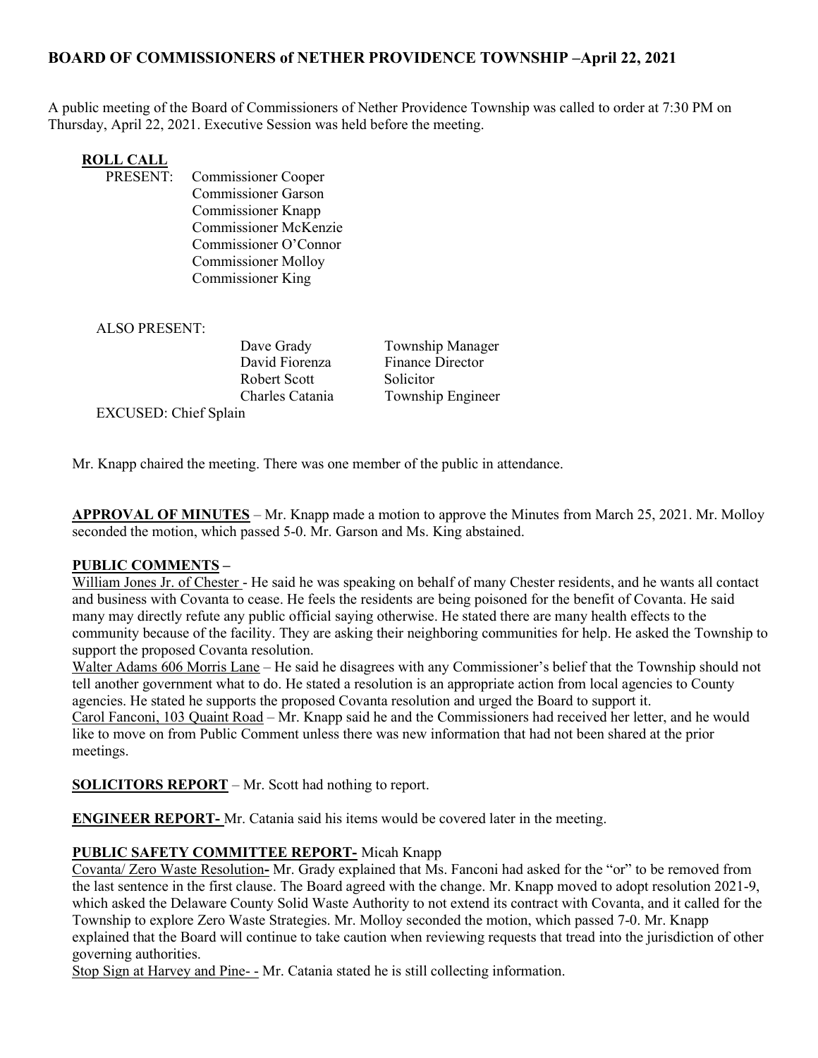## BOARD OF COMMISSIONERS of NETHER PROVIDENCE TOWNSHIP –April 22, 2021

A public meeting of the Board of Commissioners of Nether Providence Township was called to order at 7:30 PM on Thursday, April 22, 2021. Executive Session was held before the meeting.

**ROLL CALL**

PRESENT: Commissioner Cooper
Commissioner Garson
Commissioner Knapp
Commissioner McKenzie
Commissioner O'Connor
Commissioner Molloy
Commissioner King

ALSO PRESENT:

| | |
|---|---|
| Dave Grady | Township Manager |
| David Fiorenza | Finance Director |
| Robert Scott | Solicitor |
| Charles Catania | Township Engineer |

EXCUSED: Chief Splain

Mr. Knapp chaired the meeting. There was one member of the public in attendance.

**APPROVAL OF MINUTES** – Mr. Knapp made a motion to approve the Minutes from March 25, 2021. Mr. Molloy seconded the motion, which passed 5-0. Mr. Garson and Ms. King abstained.

**PUBLIC COMMENTS –**

William Jones Jr. of Chester - He said he was speaking on behalf of many Chester residents, and he wants all contact and business with Covanta to cease. He feels the residents are being poisoned for the benefit of Covanta. He said many may directly refute any public official saying otherwise. He stated there are many health effects to the community because of the facility. They are asking their neighboring communities for help. He asked the Township to support the proposed Covanta resolution.

Walter Adams 606 Morris Lane – He said he disagrees with any Commissioner's belief that the Township should not tell another government what to do. He stated a resolution is an appropriate action from local agencies to County agencies. He stated he supports the proposed Covanta resolution and urged the Board to support it.

Carol Fanconi, 103 Quaint Road – Mr. Knapp said he and the Commissioners had received her letter, and he would like to move on from Public Comment unless there was new information that had not been shared at the prior meetings.

**SOLICITORS REPORT** – Mr. Scott had nothing to report.

**ENGINEER REPORT-** Mr. Catania said his items would be covered later in the meeting.

**PUBLIC SAFETY COMMITTEE REPORT-** Micah Knapp

Covanta/ Zero Waste Resolution**-** Mr. Grady explained that Ms. Fanconi had asked for the "or" to be removed from the last sentence in the first clause. The Board agreed with the change. Mr. Knapp moved to adopt resolution 2021-9, which asked the Delaware County Solid Waste Authority to not extend its contract with Covanta, and it called for the Township to explore Zero Waste Strategies. Mr. Molloy seconded the motion, which passed 7-0. Mr. Knapp explained that the Board will continue to take caution when reviewing requests that tread into the jurisdiction of other governing authorities.

Stop Sign at Harvey and Pine- - Mr. Catania stated he is still collecting information.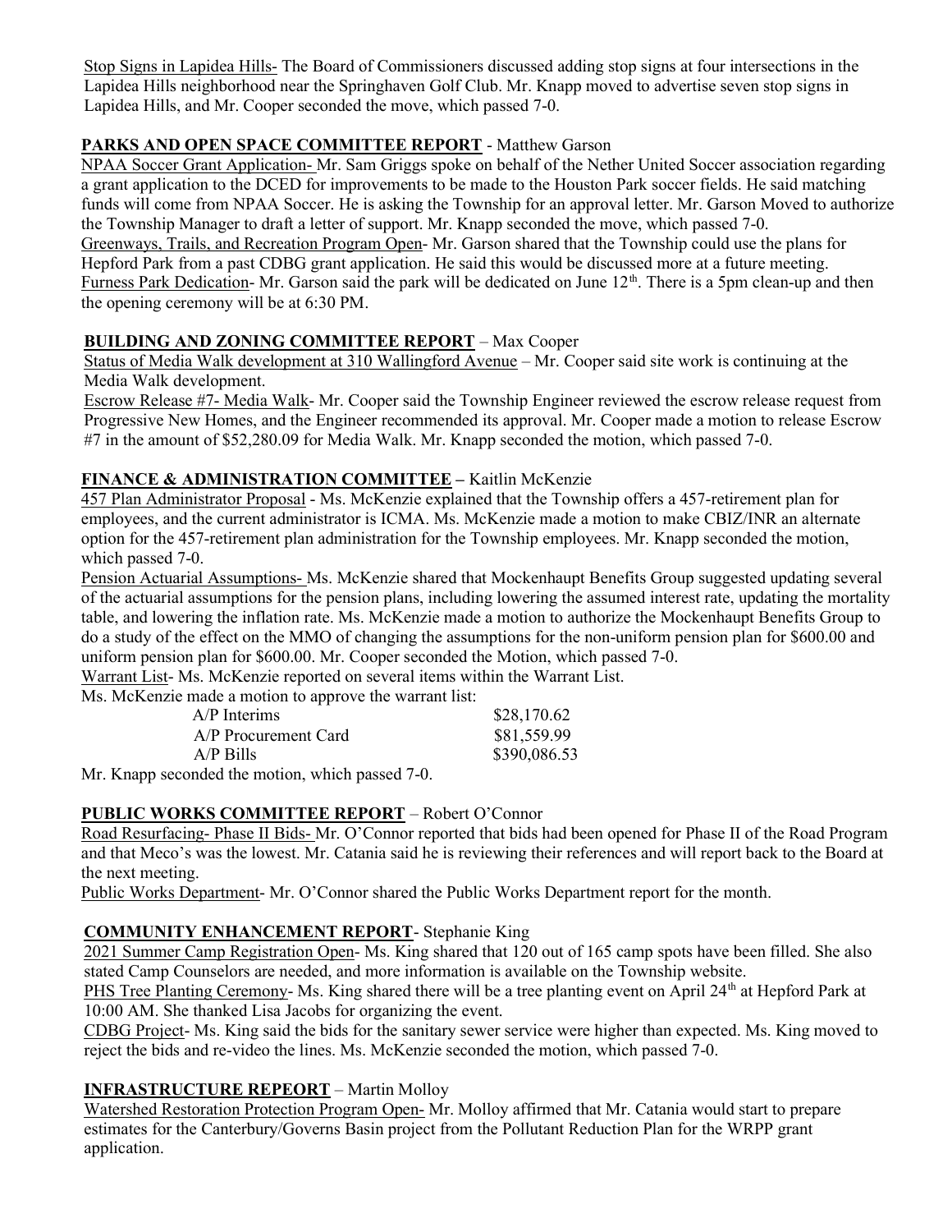Stop Signs in Lapidea Hills- The Board of Commissioners discussed adding stop signs at four intersections in the Lapidea Hills neighborhood near the Springhaven Golf Club. Mr. Knapp moved to advertise seven stop signs in Lapidea Hills, and Mr. Cooper seconded the move, which passed 7-0.

## PARKS AND OPEN SPACE COMMITTEE REPORT - Matthew Garson

NPAA Soccer Grant Application- Mr. Sam Griggs spoke on behalf of the Nether United Soccer association regarding a grant application to the DCED for improvements to be made to the Houston Park soccer fields. He said matching funds will come from NPAA Soccer. He is asking the Township for an approval letter. Mr. Garson Moved to authorize the Township Manager to draft a letter of support. Mr. Knapp seconded the move, which passed 7-0.

Greenways, Trails, and Recreation Program Open- Mr. Garson shared that the Township could use the plans for Hepford Park from a past CDBG grant application. He said this would be discussed more at a future meeting.

Furness Park Dedication- Mr. Garson said the park will be dedicated on June 12th. There is a 5pm clean-up and then the opening ceremony will be at 6:30 PM.

## BUILDING AND ZONING COMMITTEE REPORT – Max Cooper

Status of Media Walk development at 310 Wallingford Avenue – Mr. Cooper said site work is continuing at the Media Walk development.

Escrow Release #7- Media Walk- Mr. Cooper said the Township Engineer reviewed the escrow release request from Progressive New Homes, and the Engineer recommended its approval. Mr. Cooper made a motion to release Escrow #7 in the amount of $52,280.09 for Media Walk. Mr. Knapp seconded the motion, which passed 7-0.

## FINANCE & ADMINISTRATION COMMITTEE – Kaitlin McKenzie

457 Plan Administrator Proposal - Ms. McKenzie explained that the Township offers a 457-retirement plan for employees, and the current administrator is ICMA. Ms. McKenzie made a motion to make CBIZ/INR an alternate option for the 457-retirement plan administration for the Township employees. Mr. Knapp seconded the motion, which passed 7-0.

Pension Actuarial Assumptions- Ms. McKenzie shared that Mockenhaupt Benefits Group suggested updating several of the actuarial assumptions for the pension plans, including lowering the assumed interest rate, updating the mortality table, and lowering the inflation rate. Ms. McKenzie made a motion to authorize the Mockenhaupt Benefits Group to do a study of the effect on the MMO of changing the assumptions for the non-uniform pension plan for $600.00 and uniform pension plan for $600.00. Mr. Cooper seconded the Motion, which passed 7-0.

Warrant List- Ms. McKenzie reported on several items within the Warrant List.

Ms. McKenzie made a motion to approve the warrant list:

| | |
|---|---|
| A/P Interims | $28,170.62 |
| A/P Procurement Card | $81,559.99 |
| A/P Bills | $390,086.53 |

Mr. Knapp seconded the motion, which passed 7-0.

## PUBLIC WORKS COMMITTEE REPORT – Robert O'Connor

Road Resurfacing- Phase II Bids- Mr. O'Connor reported that bids had been opened for Phase II of the Road Program and that Meco's was the lowest. Mr. Catania said he is reviewing their references and will report back to the Board at the next meeting.

Public Works Department- Mr. O'Connor shared the Public Works Department report for the month.

## COMMUNITY ENHANCEMENT REPORT- Stephanie King

2021 Summer Camp Registration Open- Ms. King shared that 120 out of 165 camp spots have been filled. She also stated Camp Counselors are needed, and more information is available on the Township website.

PHS Tree Planting Ceremony- Ms. King shared there will be a tree planting event on April 24th at Hepford Park at 10:00 AM. She thanked Lisa Jacobs for organizing the event.

CDBG Project- Ms. King said the bids for the sanitary sewer service were higher than expected. Ms. King moved to reject the bids and re-video the lines. Ms. McKenzie seconded the motion, which passed 7-0.

## INFRASTRUCTURE REPEORT – Martin Molloy

Watershed Restoration Protection Program Open- Mr. Molloy affirmed that Mr. Catania would start to prepare estimates for the Canterbury/Governs Basin project from the Pollutant Reduction Plan for the WRPP grant application.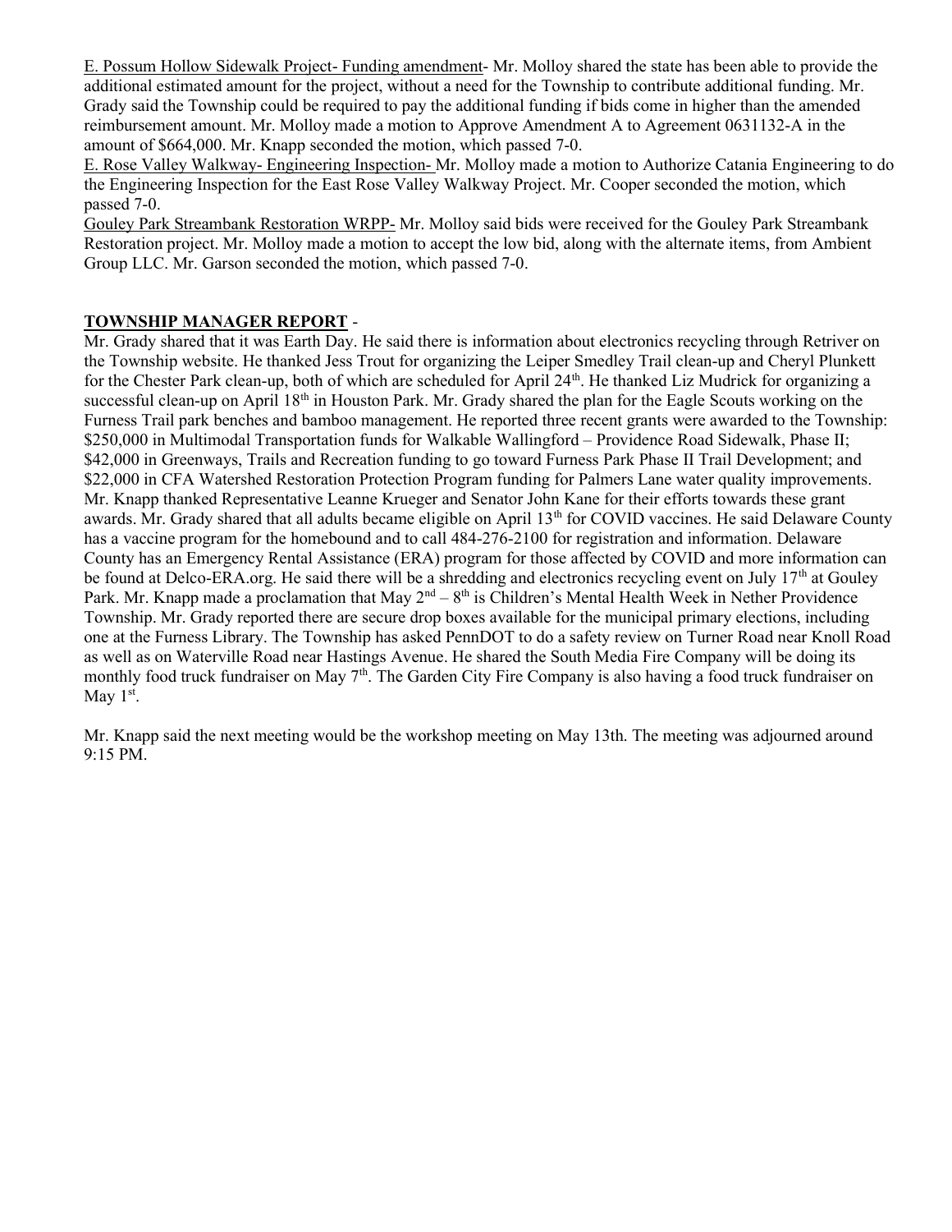E. Possum Hollow Sidewalk Project- Funding amendment- Mr. Molloy shared the state has been able to provide the additional estimated amount for the project, without a need for the Township to contribute additional funding. Mr. Grady said the Township could be required to pay the additional funding if bids come in higher than the amended reimbursement amount. Mr. Molloy made a motion to Approve Amendment A to Agreement 0631132-A in the amount of $664,000. Mr. Knapp seconded the motion, which passed 7-0.

E. Rose Valley Walkway- Engineering Inspection- Mr. Molloy made a motion to Authorize Catania Engineering to do the Engineering Inspection for the East Rose Valley Walkway Project. Mr. Cooper seconded the motion, which passed 7-0.

Gouley Park Streambank Restoration WRPP- Mr. Molloy said bids were received for the Gouley Park Streambank Restoration project. Mr. Molloy made a motion to accept the low bid, along with the alternate items, from Ambient Group LLC. Mr. Garson seconded the motion, which passed 7-0.

**TOWNSHIP MANAGER REPORT** -

Mr. Grady shared that it was Earth Day. He said there is information about electronics recycling through Retriver on the Township website. He thanked Jess Trout for organizing the Leiper Smedley Trail clean-up and Cheryl Plunkett for the Chester Park clean-up, both of which are scheduled for April 24th. He thanked Liz Mudrick for organizing a successful clean-up on April 18th in Houston Park. Mr. Grady shared the plan for the Eagle Scouts working on the Furness Trail park benches and bamboo management. He reported three recent grants were awarded to the Township: $250,000 in Multimodal Transportation funds for Walkable Wallingford – Providence Road Sidewalk, Phase II; $42,000 in Greenways, Trails and Recreation funding to go toward Furness Park Phase II Trail Development; and $22,000 in CFA Watershed Restoration Protection Program funding for Palmers Lane water quality improvements. Mr. Knapp thanked Representative Leanne Krueger and Senator John Kane for their efforts towards these grant awards. Mr. Grady shared that all adults became eligible on April 13th for COVID vaccines. He said Delaware County has a vaccine program for the homebound and to call 484-276-2100 for registration and information. Delaware County has an Emergency Rental Assistance (ERA) program for those affected by COVID and more information can be found at Delco-ERA.org. He said there will be a shredding and electronics recycling event on July 17th at Gouley Park. Mr. Knapp made a proclamation that May 2nd – 8th is Children's Mental Health Week in Nether Providence Township. Mr. Grady reported there are secure drop boxes available for the municipal primary elections, including one at the Furness Library. The Township has asked PennDOT to do a safety review on Turner Road near Knoll Road as well as on Waterville Road near Hastings Avenue. He shared the South Media Fire Company will be doing its monthly food truck fundraiser on May 7th. The Garden City Fire Company is also having a food truck fundraiser on May 1st.

Mr. Knapp said the next meeting would be the workshop meeting on May 13th. The meeting was adjourned around 9:15 PM.